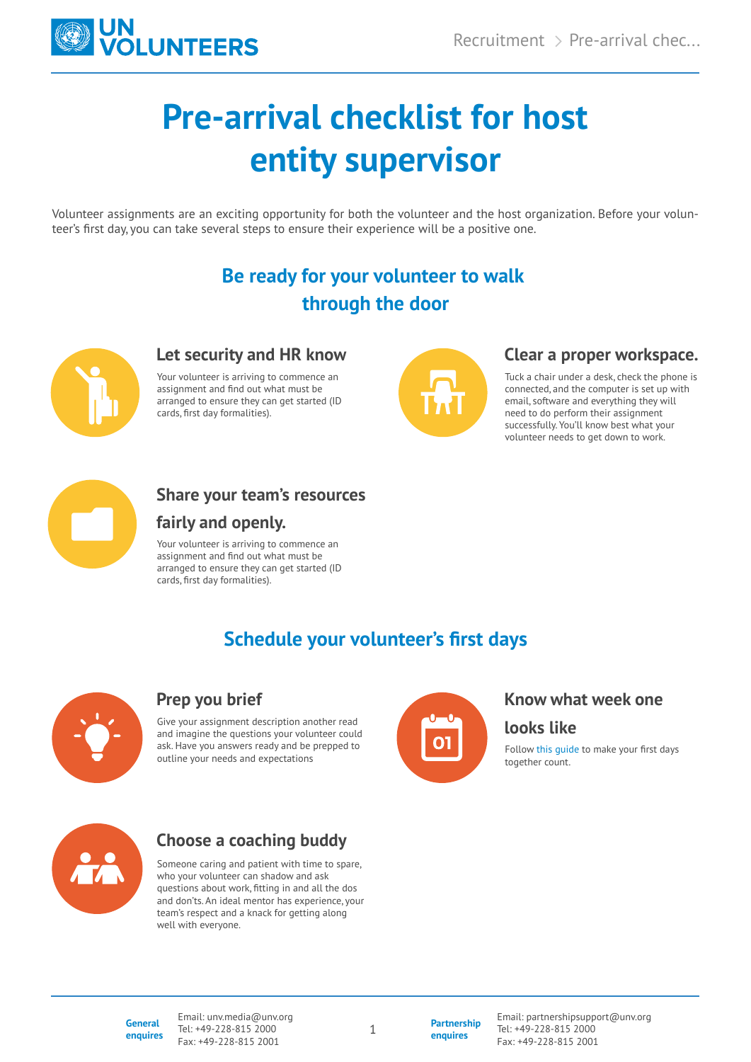# Pre-arrival checklist for host entity supervisor

Volunteer assignments are an exciting opportunity for both the volunteer and the host organization. Before your volunteer's first day, you can take several steps to ensure their experience will be a positive one.

## Be ready for your volunteer to walk through the door

### Let security and HR know

Your volunteer is arriving to commence an assignment and find out what must be arranged to ensure they can get started (ID cards, first day formalities).

### Clear a proper workspace.

Tuck a chair under a desk, check the phone is connected, and the computer is set up with email, software and everything they will need to do perform their assignment successfully. You'll know best what your volunteer needs to get down to work.

### Share your team's resources fairly and openly.

Your volunteer is arriving to commence an assignment and find out what must be arranged to ensure they can get started (ID cards, first day formalities).

## Schedule your volunteer's first days

### Prep you brief

Give your assignment description another read and imagine the questions your volunteer could ask. Have you answers ready and be prepped to outline your needs and expectations

### Know what week one looks like

Follow this guide to make your first days together count.

### Choose a coaching buddy

Someone caring and patient with time to spare, who your volunteer can shadow and ask questions about work, fitting in and all the dos and don'ts. An ideal mentor has experience, your team's respect and a knack for getting along well with everyone.

**General enquires**
Email: unv.media@unv.org
Tel: +49-228-815 2000
Fax: +49-228-815 2001

**Partnership enquires**
Email: partnershipsupport@unv.org
Tel: +49-228-815 2000
Fax: +49-228-815 2001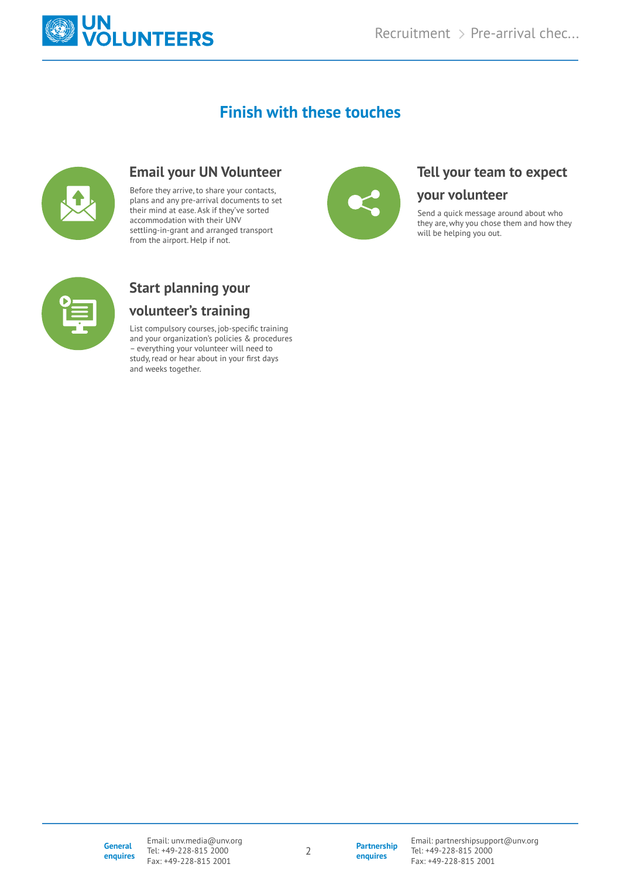## Finish with these touches

### Email your UN Volunteer

Before they arrive, to share your contacts, plans and any pre-arrival documents to set their mind at ease. Ask if they've sorted accommodation with their UNV settling-in-grant and arranged transport from the airport. Help if not.

### Tell your team to expect your volunteer

Send a quick message around about who they are, why you chose them and how they will be helping you out.

### Start planning your volunteer's training

List compulsory courses, job-specific training and your organization's policies & procedures – everything your volunteer will need to study, read or hear about in your first days and weeks together.

**General enquires**
Email: unv.media@unv.org
Tel: +49-228-815 2000
Fax: +49-228-815 2001

**Partnership enquires**
Email: partnershipsupport@unv.org
Tel: +49-228-815 2000
Fax: +49-228-815 2001